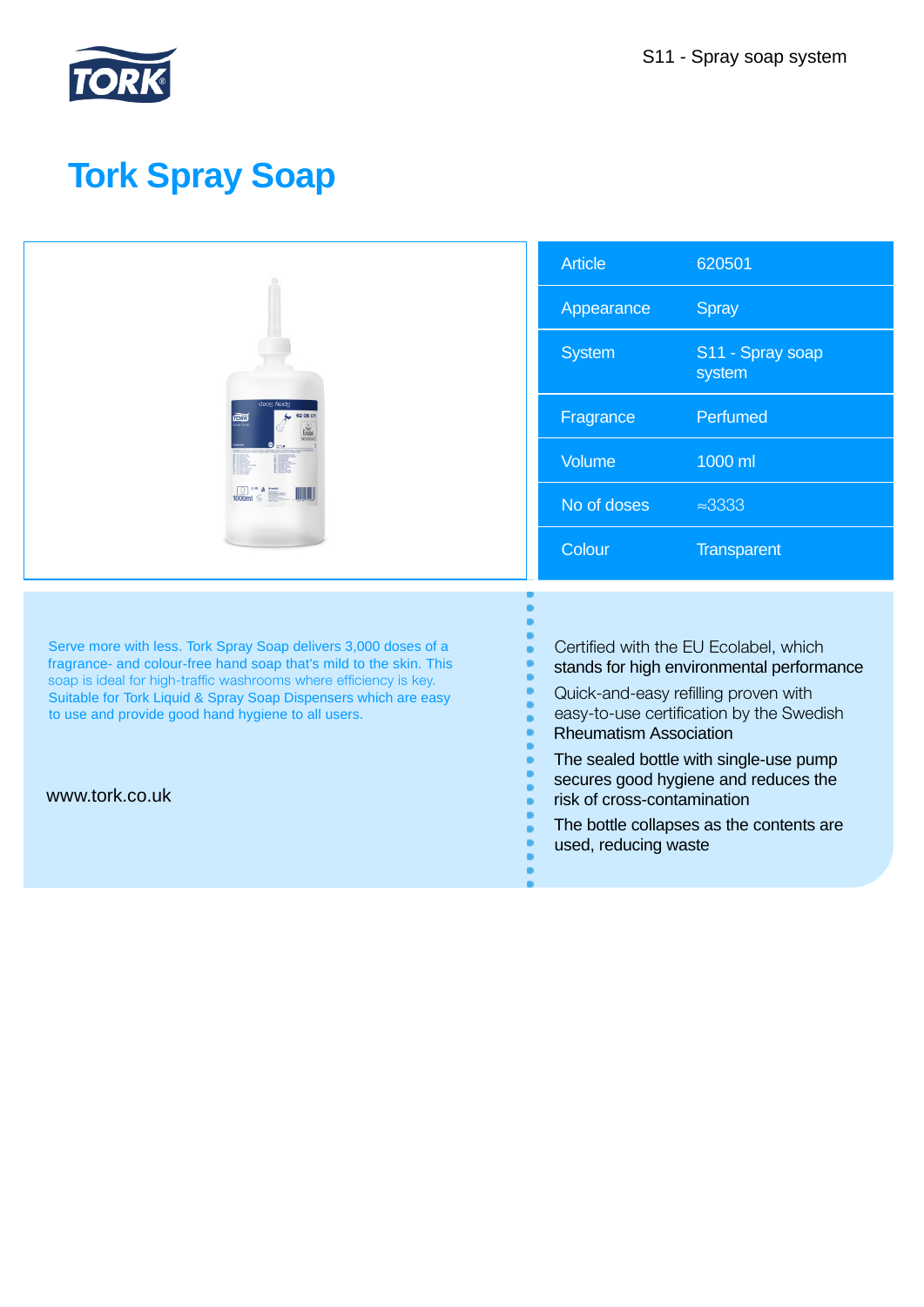S11 - Spray soap system

# Tork Spray Soap

| Article | 620501 |
|---|---|
| Appearance | Spray |
| System | S11 - Spray soap system |
| Fragrance | Perfumed |
| Volume | 1000 ml |
| No of doses | ≈3333 |
| Colour | Transparent |

Serve more with less. Tork Spray Soap delivers 3,000 doses of a fragrance- and colour-free hand soap that's mild to the skin. This soap is ideal for high-traffic washrooms where efficiency is key. Suitable for Tork Liquid & Spray Soap Dispensers which are easy to use and provide good hand hygiene to all users.

www.tork.co.uk

- Certified with the EU Ecolabel, which stands for high environmental performance
- Quick-and-easy refilling proven with easy-to-use certification by the Swedish Rheumatism Association
- The sealed bottle with single-use pump secures good hygiene and reduces the risk of cross-contamination
- The bottle collapses as the contents are used, reducing waste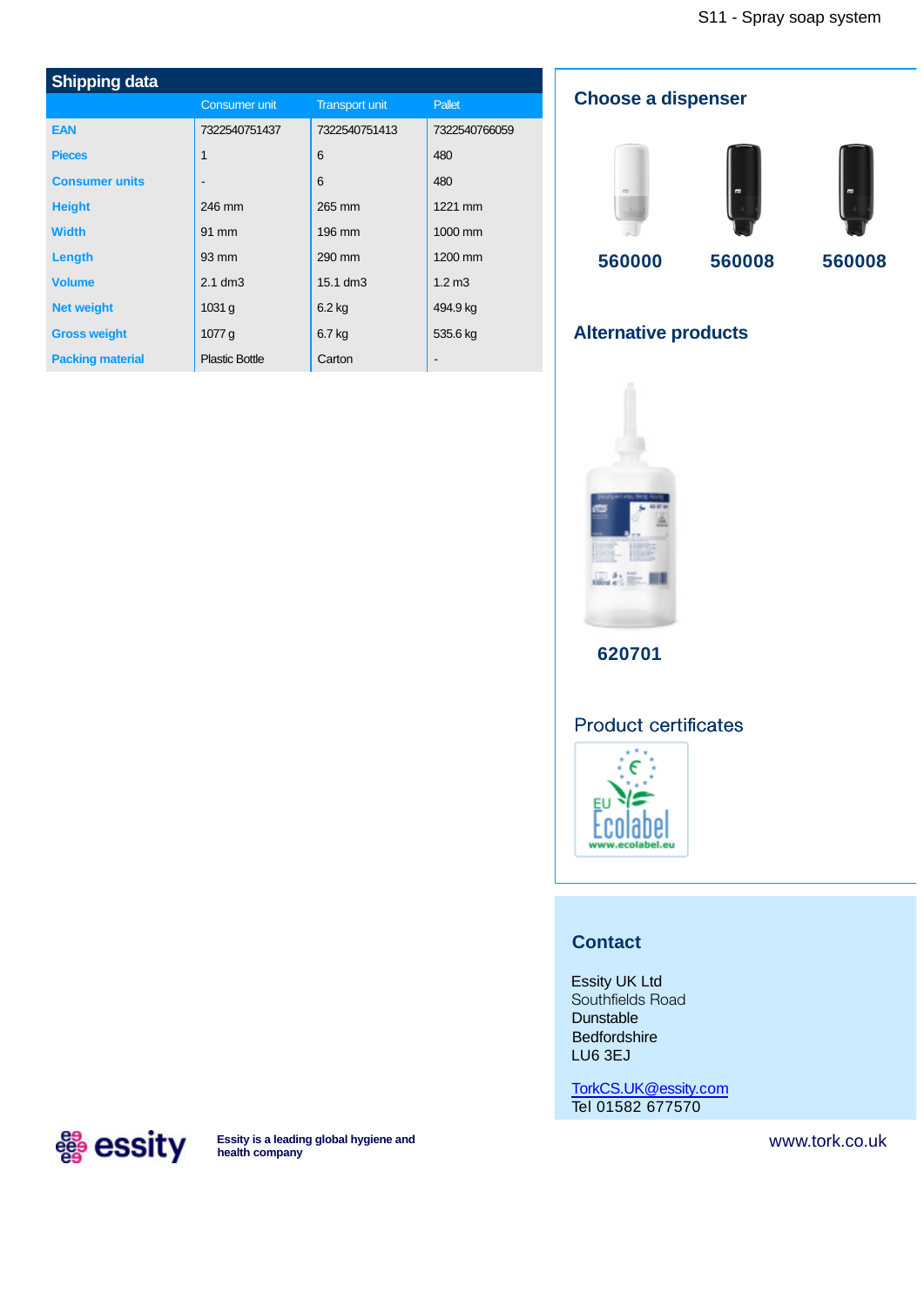## Shipping data

| | Consumer unit | Transport unit | Pallet |
|---|---|---|---|
| **EAN** | 7322540751437 | 7322540751413 | 7322540766059 |
| **Pieces** | 1 | 6 | 480 |
| **Consumer units** | - | 6 | 480 |
| **Height** | 246 mm | 265 mm | 1221 mm |
| **Width** | 91 mm | 196 mm | 1000 mm |
| **Length** | 93 mm | 290 mm | 1200 mm |
| **Volume** | 2.1 dm3 | 15.1 dm3 | 1.2 m3 |
| **Net weight** | 1031 g | 6.2 kg | 494.9 kg |
| **Gross weight** | 1077 g | 6.7 kg | 535.6 kg |
| **Packing material** | Plastic Bottle | Carton | - |

## Choose a dispenser

**560000** **560008** **560008**

## Alternative products

**620701**

## Product certificates

EU Ecolabel www.ecolabel.eu

## Contact

Essity UK Ltd
Southfields Road
Dunstable
Bedfordshire
LU6 3EJ

TorkCS.UK@essity.com
Tel 01582 677570

essity

**Essity is a leading global hygiene and health company**

www.tork.co.uk